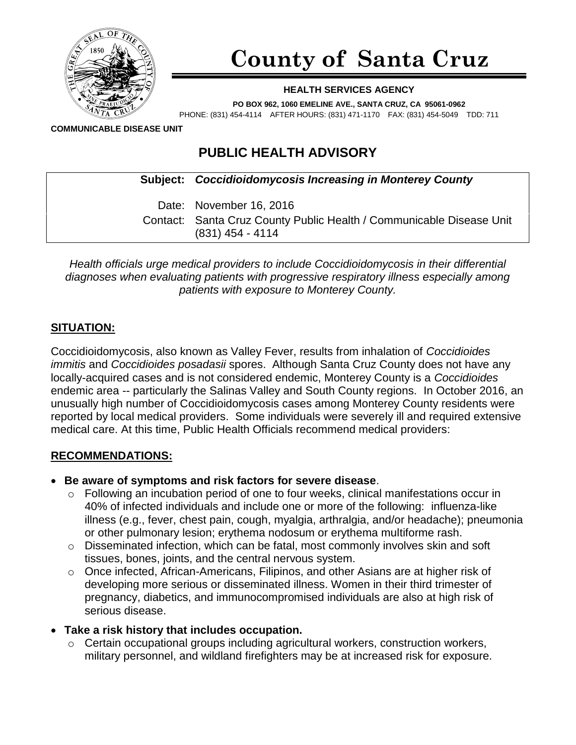# County of Santa Cruz

**HEALTH SERVICES AGENCY**

**PO BOX 962, 1060 EMELINE AVE., SANTA CRUZ, CA 95061-0962**

PHONE: (831) 454-4114 AFTER HOURS: (831) 471-1170 FAX: (831) 454-5049 TDD: 711

**COMMUNICABLE DISEASE UNIT**

## PUBLIC HEALTH ADVISORY

**Subject:** ***Coccidioidomycosis Increasing in Monterey County***

Date: November 16, 2016

Contact: Santa Cruz County Public Health / Communicable Disease Unit (831) 454 - 4114

*Health officials urge medical providers to include Coccidioidomycosis in their differential diagnoses when evaluating patients with progressive respiratory illness especially among patients with exposure to Monterey County.*

### SITUATION:

Coccidioidomycosis, also known as Valley Fever, results from inhalation of *Coccidioides immitis* and *Coccidioides posadasii* spores. Although Santa Cruz County does not have any locally-acquired cases and is not considered endemic, Monterey County is a *Coccidioides* endemic area -- particularly the Salinas Valley and South County regions. In October 2016, an unusually high number of Coccidioidomycosis cases among Monterey County residents were reported by local medical providers. Some individuals were severely ill and required extensive medical care. At this time, Public Health Officials recommend medical providers:

### RECOMMENDATIONS:

- **Be aware of symptoms and risk factors for severe disease**.
  - Following an incubation period of one to four weeks, clinical manifestations occur in 40% of infected individuals and include one or more of the following: influenza-like illness (e.g., fever, chest pain, cough, myalgia, arthralgia, and/or headache); pneumonia or other pulmonary lesion; erythema nodosum or erythema multiforme rash.
  - Disseminated infection, which can be fatal, most commonly involves skin and soft tissues, bones, joints, and the central nervous system.
  - Once infected, African-Americans, Filipinos, and other Asians are at higher risk of developing more serious or disseminated illness. Women in their third trimester of pregnancy, diabetics, and immunocompromised individuals are also at high risk of serious disease.
- **Take a risk history that includes occupation.**
  - Certain occupational groups including agricultural workers, construction workers, military personnel, and wildland firefighters may be at increased risk for exposure.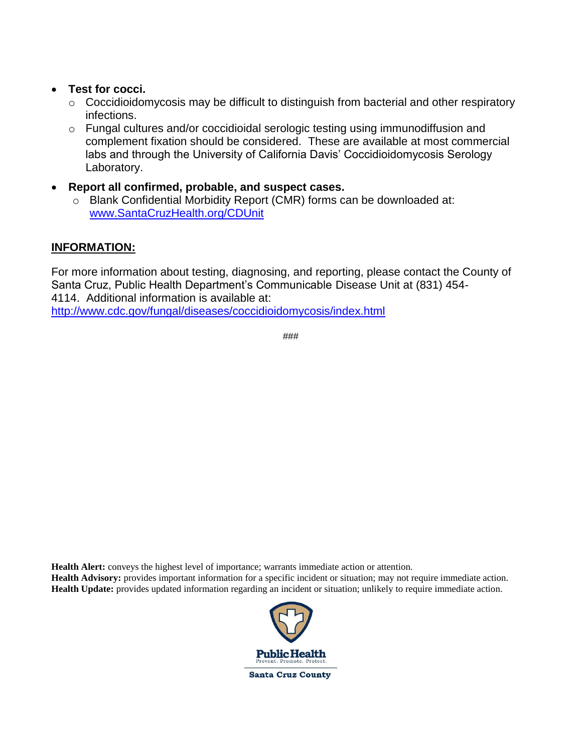- **Test for cocci.**
  - Coccidioidomycosis may be difficult to distinguish from bacterial and other respiratory infections.
  - Fungal cultures and/or coccidioidal serologic testing using immunodiffusion and complement fixation should be considered. These are available at most commercial labs and through the University of California Davis' Coccidioidomycosis Serology Laboratory.
- **Report all confirmed, probable, and suspect cases.**
  - Blank Confidential Morbidity Report (CMR) forms can be downloaded at: www.SantaCruzHealth.org/CDUnit

## INFORMATION:

For more information about testing, diagnosing, and reporting, please contact the County of Santa Cruz, Public Health Department's Communicable Disease Unit at (831) 454-4114. Additional information is available at: http://www.cdc.gov/fungal/diseases/coccidioidomycosis/index.html

###

**Health Alert:** conveys the highest level of importance; warrants immediate action or attention.
**Health Advisory:** provides important information for a specific incident or situation; may not require immediate action.
**Health Update:** provides updated information regarding an incident or situation; unlikely to require immediate action.

Public Health
Prevent. Promote. Protect.
Santa Cruz County